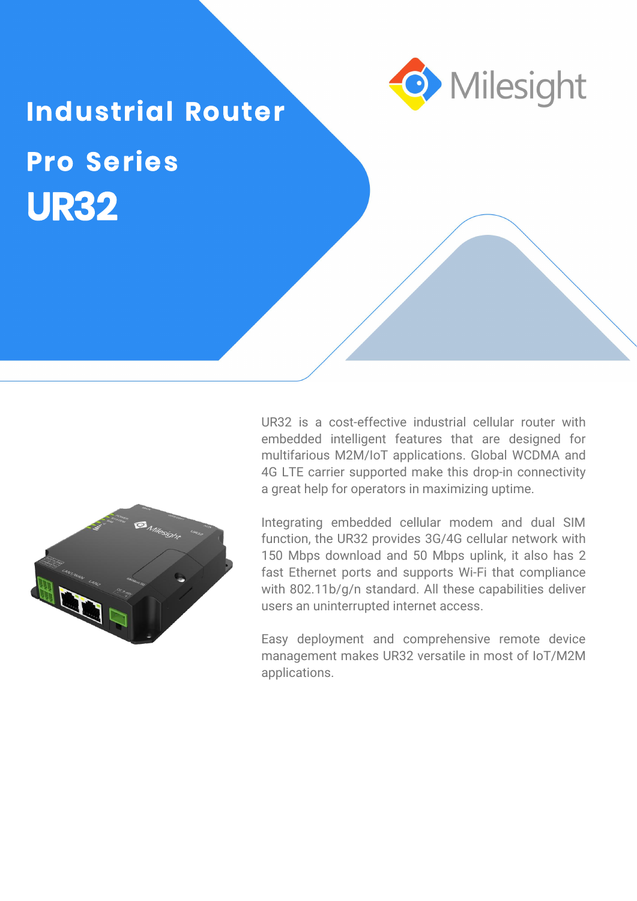# Industrial Router

## Pro Series

# UR32

Milesight

UR32 is a cost-effective industrial cellular router with embedded intelligent features that are designed for multifarious M2M/IoT applications. Global WCDMA and 4G LTE carrier supported make this drop-in connectivity a great help for operators in maximizing uptime.

Integrating embedded cellular modem and dual SIM function, the UR32 provides 3G/4G cellular network with 150 Mbps download and 50 Mbps uplink, it also has 2 fast Ethernet ports and supports Wi-Fi that compliance with 802.11b/g/n standard. All these capabilities deliver users an uninterrupted internet access.

Easy deployment and comprehensive remote device management makes UR32 versatile in most of IoT/M2M applications.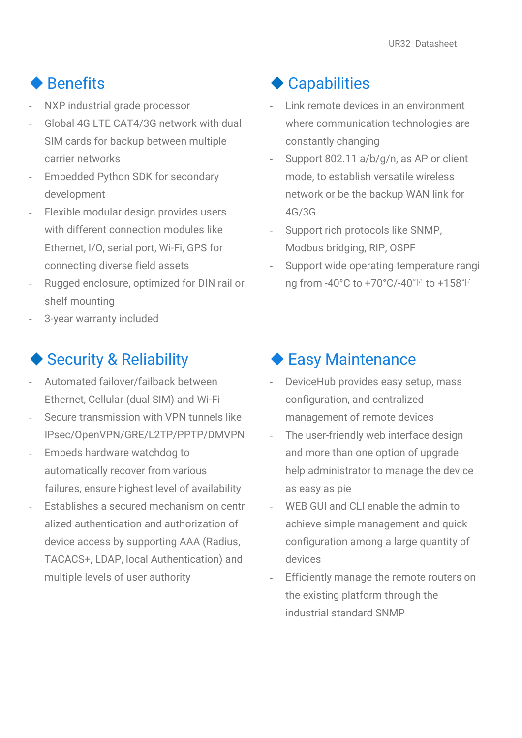## Benefits

- NXP industrial grade processor
- Global 4G LTE CAT4/3G network with dual SIM cards for backup between multiple carrier networks
- Embedded Python SDK for secondary development
- Flexible modular design provides users with different connection modules like Ethernet, I/O, serial port, Wi-Fi, GPS for connecting diverse field assets
- Rugged enclosure, optimized for DIN rail or shelf mounting
- 3-year warranty included

## Capabilities

- Link remote devices in an environment where communication technologies are constantly changing
- Support 802.11 a/b/g/n, as AP or client mode, to establish versatile wireless network or be the backup WAN link for 4G/3G
- Support rich protocols like SNMP, Modbus bridging, RIP, OSPF
- Support wide operating temperature ranging from -40°C to +70°C/-40℉ to +158℉

## Security & Reliability

- Automated failover/failback between Ethernet, Cellular (dual SIM) and Wi-Fi
- Secure transmission with VPN tunnels like IPsec/OpenVPN/GRE/L2TP/PPTP/DMVPN
- Embeds hardware watchdog to automatically recover from various failures, ensure highest level of availability
- Establishes a secured mechanism on centralized authentication and authorization of device access by supporting AAA (Radius, TACACS+, LDAP, local Authentication) and multiple levels of user authority

## Easy Maintenance

- DeviceHub provides easy setup, mass configuration, and centralized management of remote devices
- The user-friendly web interface design and more than one option of upgrade help administrator to manage the device as easy as pie
- WEB GUI and CLI enable the admin to achieve simple management and quick configuration among a large quantity of devices
- Efficiently manage the remote routers on the existing platform through the industrial standard SNMP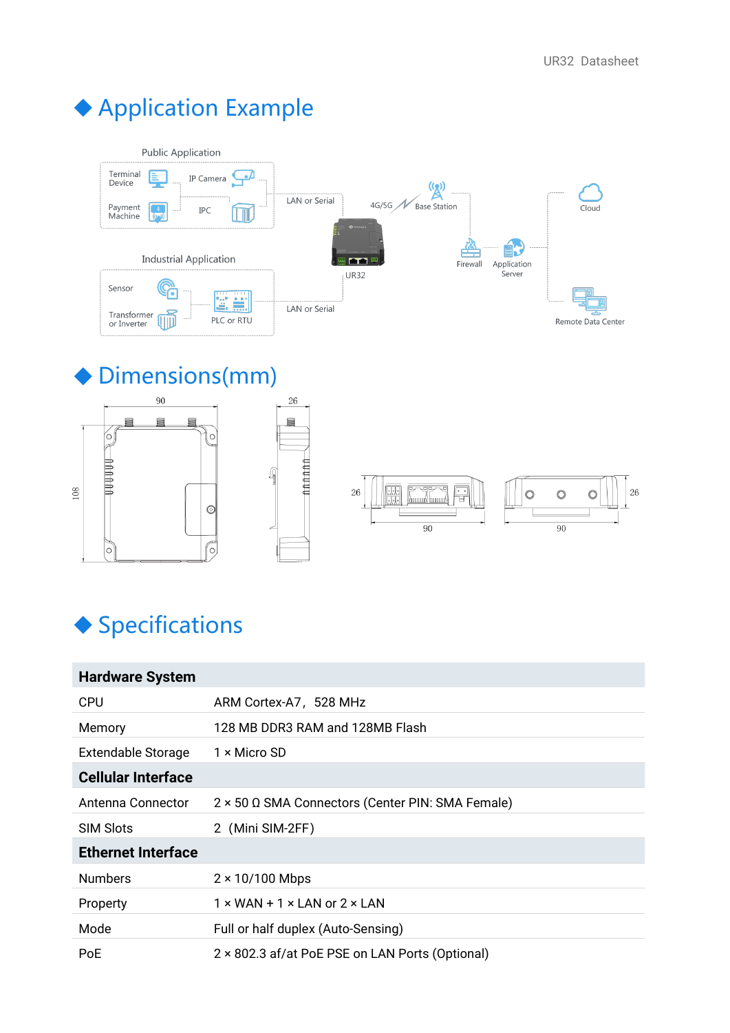# Application Example

# Dimensions(mm)

# Specifications

| Hardware System | |
|---|---|
| CPU | ARM Cortex-A7，528 MHz |
| Memory | 128 MB DDR3 RAM and 128MB Flash |
| Extendable Storage | 1 × Micro SD |
| **Cellular Interface** | |
| Antenna Connector | 2 × 50 Ω SMA Connectors (Center PIN: SMA Female) |
| SIM Slots | 2 (Mini SIM-2FF) |
| **Ethernet Interface** | |
| Numbers | 2 × 10/100 Mbps |
| Property | 1 × WAN + 1 × LAN or 2 × LAN |
| Mode | Full or half duplex (Auto-Sensing) |
| PoE | 2 × 802.3 af/at PoE PSE on LAN Ports (Optional) |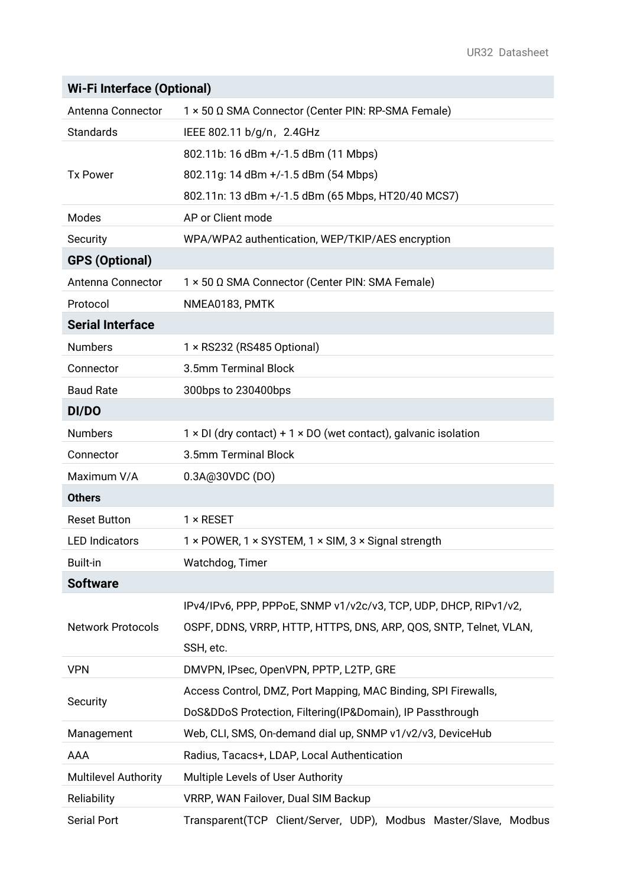| Wi-Fi Interface (Optional) | |
|---|---|
| Antenna Connector | 1 × 50 Ω SMA Connector (Center PIN: RP-SMA Female) |
| Standards | IEEE 802.11 b/g/n，2.4GHz |
| Tx Power | 802.11b: 16 dBm +/-1.5 dBm (11 Mbps)<br>802.11g: 14 dBm +/-1.5 dBm (54 Mbps)<br>802.11n: 13 dBm +/-1.5 dBm (65 Mbps, HT20/40 MCS7) |
| Modes | AP or Client mode |
| Security | WPA/WPA2 authentication, WEP/TKIP/AES encryption |
| **GPS (Optional)** | |
| Antenna Connector | 1 × 50 Ω SMA Connector (Center PIN: SMA Female) |
| Protocol | NMEA0183, PMTK |
| **Serial Interface** | |
| Numbers | 1 × RS232 (RS485 Optional) |
| Connector | 3.5mm Terminal Block |
| Baud Rate | 300bps to 230400bps |
| **DI/DO** | |
| Numbers | 1 × DI (dry contact) + 1 × DO (wet contact), galvanic isolation |
| Connector | 3.5mm Terminal Block |
| Maximum V/A | 0.3A@30VDC (DO) |
| **Others** | |
| Reset Button | 1 × RESET |
| LED Indicators | 1 × POWER, 1 × SYSTEM, 1 × SIM, 3 × Signal strength |
| Built-in | Watchdog, Timer |
| **Software** | |
| Network Protocols | IPv4/IPv6, PPP, PPPoE, SNMP v1/v2c/v3, TCP, UDP, DHCP, RIPv1/v2, OSPF, DDNS, VRRP, HTTP, HTTPS, DNS, ARP, QOS, SNTP, Telnet, VLAN, SSH, etc. |
| VPN | DMVPN, IPsec, OpenVPN, PPTP, L2TP, GRE |
| Security | Access Control, DMZ, Port Mapping, MAC Binding, SPI Firewalls, DoS&DDoS Protection, Filtering(IP&Domain), IP Passthrough |
| Management | Web, CLI, SMS, On-demand dial up, SNMP v1/v2/v3, DeviceHub |
| AAA | Radius, Tacacs+, LDAP, Local Authentication |
| Multilevel Authority | Multiple Levels of User Authority |
| Reliability | VRRP, WAN Failover, Dual SIM Backup |
| Serial Port | Transparent(TCP Client/Server, UDP), Modbus Master/Slave, Modbus |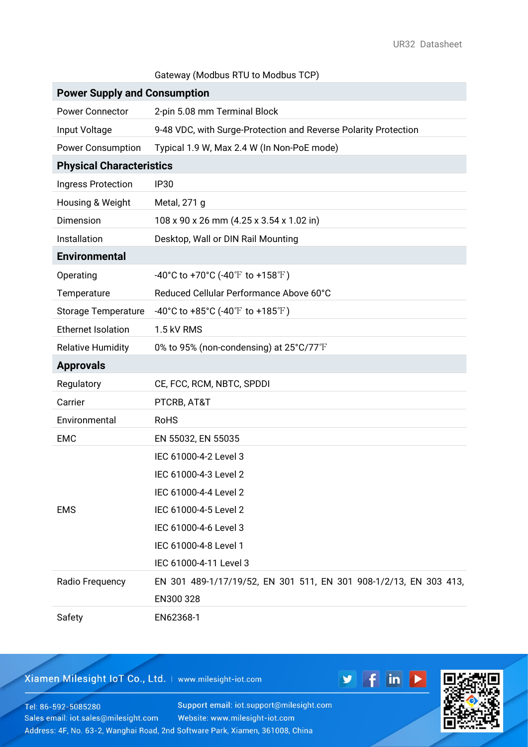| | |
|---|---|
| | Gateway (Modbus RTU to Modbus TCP) |
| **Power Supply and Consumption** | |
| Power Connector | 2-pin 5.08 mm Terminal Block |
| Input Voltage | 9-48 VDC, with Surge-Protection and Reverse Polarity Protection |
| Power Consumption | Typical 1.9 W, Max 2.4 W (In Non-PoE mode) |
| **Physical Characteristics** | |
| Ingress Protection | IP30 |
| Housing & Weight | Metal, 271 g |
| Dimension | 108 x 90 x 26 mm (4.25 x 3.54 x 1.02 in) |
| Installation | Desktop, Wall or DIN Rail Mounting |
| **Environmental** | |
| Operating Temperature | -40°C to +70°C (-40℉ to +158℉)<br>Reduced Cellular Performance Above 60°C |
| Storage Temperature | -40°C to +85°C (-40℉ to +185℉) |
| Ethernet Isolation | 1.5 kV RMS |
| Relative Humidity | 0% to 95% (non-condensing) at 25°C/77℉ |
| **Approvals** | |
| Regulatory | CE, FCC, RCM, NBTC, SPDDI |
| Carrier | PTCRB, AT&T |
| Environmental | RoHS |
| EMC | EN 55032, EN 55035 |
| EMS | IEC 61000-4-2 Level 3<br>IEC 61000-4-3 Level 2<br>IEC 61000-4-4 Level 2<br>IEC 61000-4-5 Level 2<br>IEC 61000-4-6 Level 3<br>IEC 61000-4-8 Level 1<br>IEC 61000-4-11 Level 3 |
| Radio Frequency | EN 301 489-1/17/19/52, EN 301 511, EN 301 908-1/2/13, EN 303 413, EN300 328 |
| Safety | EN62368-1 |

Xiamen Milesight IoT Co., Ltd. | www.milesight-iot.com

Tel: 86-592-5085280
Sales email: iot.sales@milesight.com
Support email: iot.support@milesight.com
Website: www.milesight-iot.com
Address: 4F, No. 63-2, Wanghai Road, 2nd Software Park, Xiamen, 361008, China